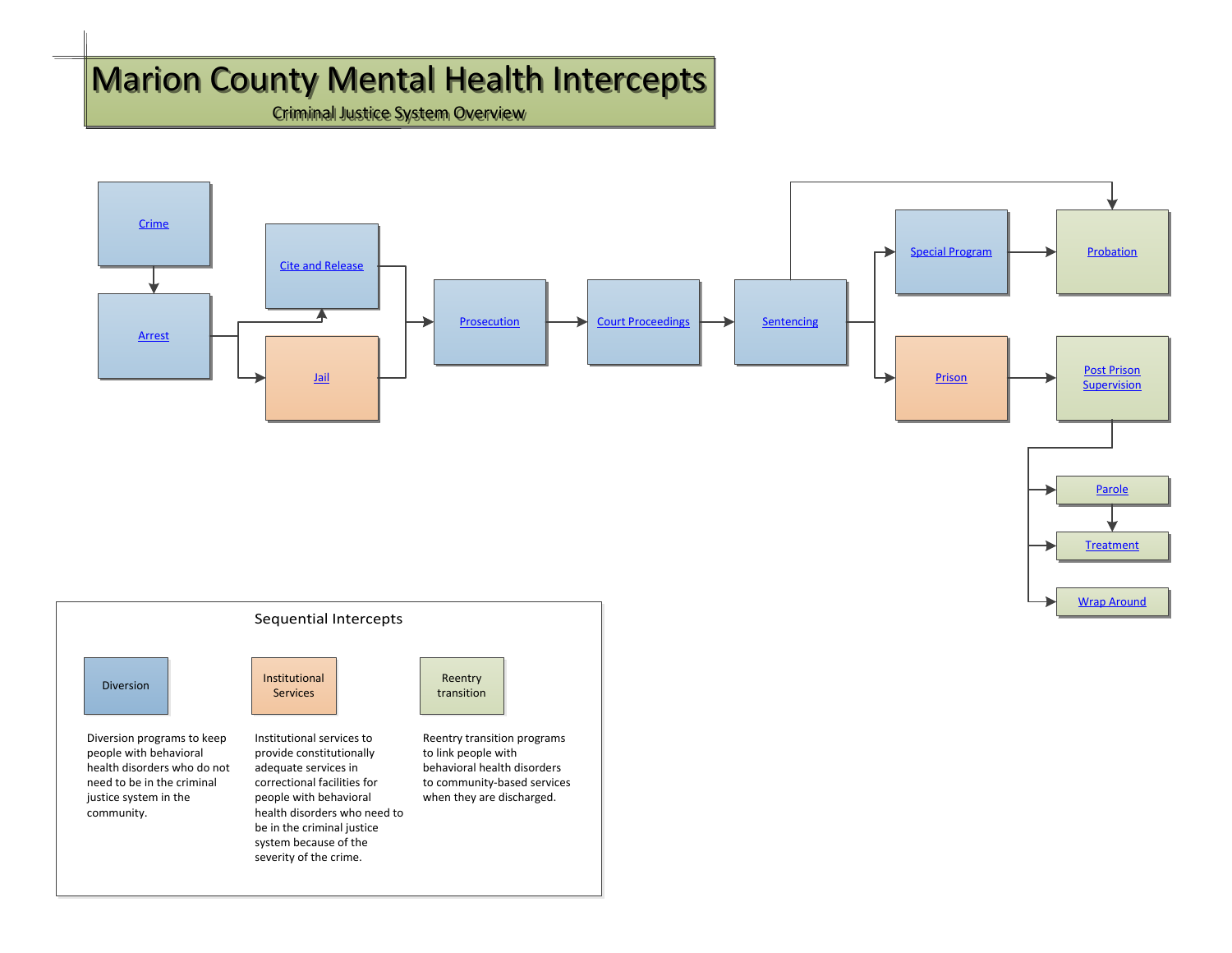# Marion County Mental Health Intercepts

Criminal Justice System Overview

Crime

Arrest

Cite and Release

Jail

Prosecution

Court Proceedings

Sentencing

Special Program

Probation

Prison

Post Prison Supervision

Parole

Treatment

Wrap Around

## Sequential Intercepts

| Diversion | Institutional Services | Reentry transition |
|---|---|---|
| Diversion programs to keep people with behavioral health disorders who do not need to be in the criminal justice system in the community. | Institutional services to provide constitutionally adequate services in correctional facilities for people with behavioral health disorders who need to be in the criminal justice system because of the severity of the crime. | Reentry transition programs to link people with behavioral health disorders to community-based services when they are discharged. |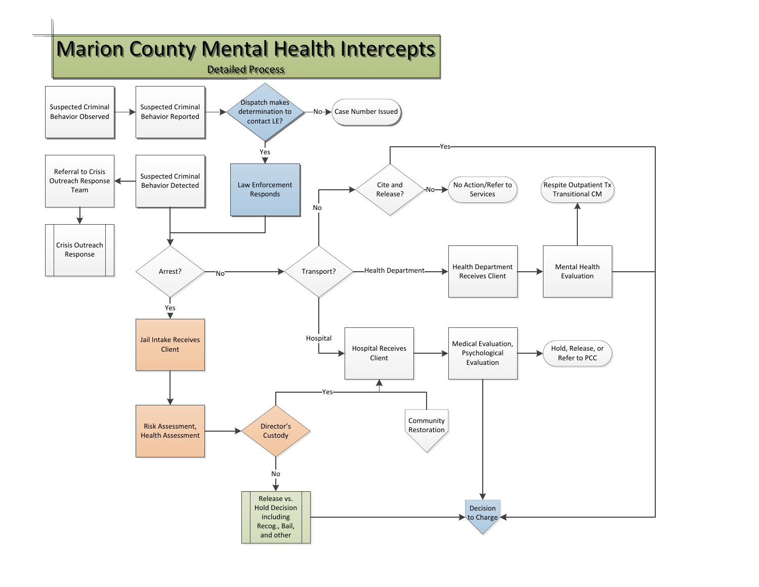# Marion County Mental Health Intercepts

## Detailed Process

Suspected Criminal Behavior Observed

Suspected Criminal Behavior Reported

Dispatch makes determination to contact LE?

No

Case Number Issued

Yes

Law Enforcement Responds

Referral to Crisis Outreach Response Team

Suspected Criminal Behavior Detected

Crisis Outreach Response

Arrest?

No

Yes

Jail Intake Receives Client

Risk Assessment, Health Assessment

Director's Custody

Yes

No

Release vs. Hold Decision including Recog., Bail, and other

Transport?

Health Department

Hospital

No

Cite and Release?

Yes

No

No Action/Refer to Services

Health Department Receives Client

Mental Health Evaluation

Respite Outpatient Tx Transitional CM

Hospital Receives Client

Medical Evaluation, Psychological Evaluation

Hold, Release, or Refer to PCC

Community Restoration

Decision to Charge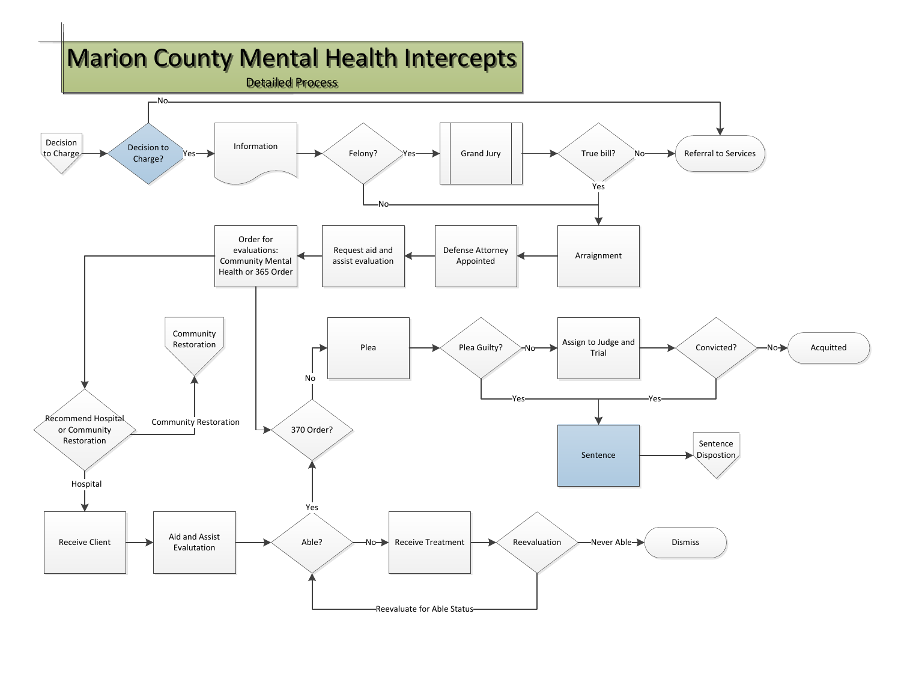# Marion County Mental Health Intercepts

Detailed Process

- Decision to Charge → Decision to Charge?
  - No → Referral to Services
  - Yes → Information → Felony?
    - Yes → Grand Jury → True bill?
      - No → Referral to Services
      - Yes → Arraignment
    - No → Arraignment
- Arraignment → Defense Attorney Appointed → Request aid and assist evaluation → Order for evaluations: Community Mental Health or 365 Order
- Order for evaluations: Community Mental Health or 365 Order → Recommend Hospital or Community Restoration
  - Community Restoration → Community Restoration
  - Hospital → Receive Client → Aid and Assist Evalutation → Able?
    - Yes → 370 Order?
    - No → Receive Treatment → Reevaluation
      - Never Able → Dismiss
      - Reevaluate for Able Status → Able?
- Order for evaluations: Community Mental Health or 365 Order → 370 Order?
  - No → Plea → Plea Guilty?
    - Yes → Sentence
    - No → Assign to Judge and Trial → Convicted?
      - No → Acquitted
      - Yes → Sentence
- Sentence → Sentence Dispostion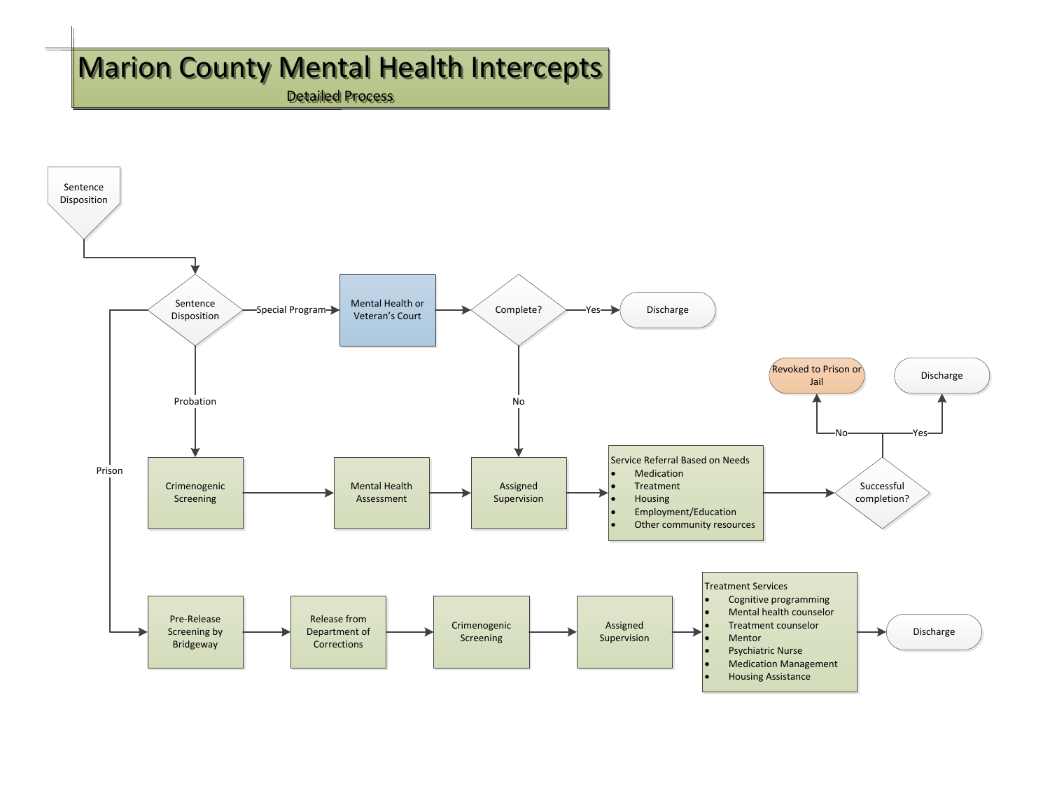# Marion County Mental Health Intercepts

Detailed Process

Sentence Disposition

Sentence Disposition

Special Program

Mental Health or Veteran's Court

Complete?

Yes

Discharge

No

Probation

Prison

Crimenogenic Screening

Mental Health Assessment

Assigned Supervision

Service Referral Based on Needs

- Medication
- Treatment
- Housing
- Employment/Education
- Other community resources

Successful completion?

No

Revoked to Prison or Jail

Yes

Discharge

Pre-Release Screening by Bridgeway

Release from Department of Corrections

Crimenogenic Screening

Assigned Supervision

Treatment Services

- Cognitive programming
- Mental health counselor
- Treatment counselor
- Mentor
- Psychiatric Nurse
- Medication Management
- Housing Assistance

Discharge